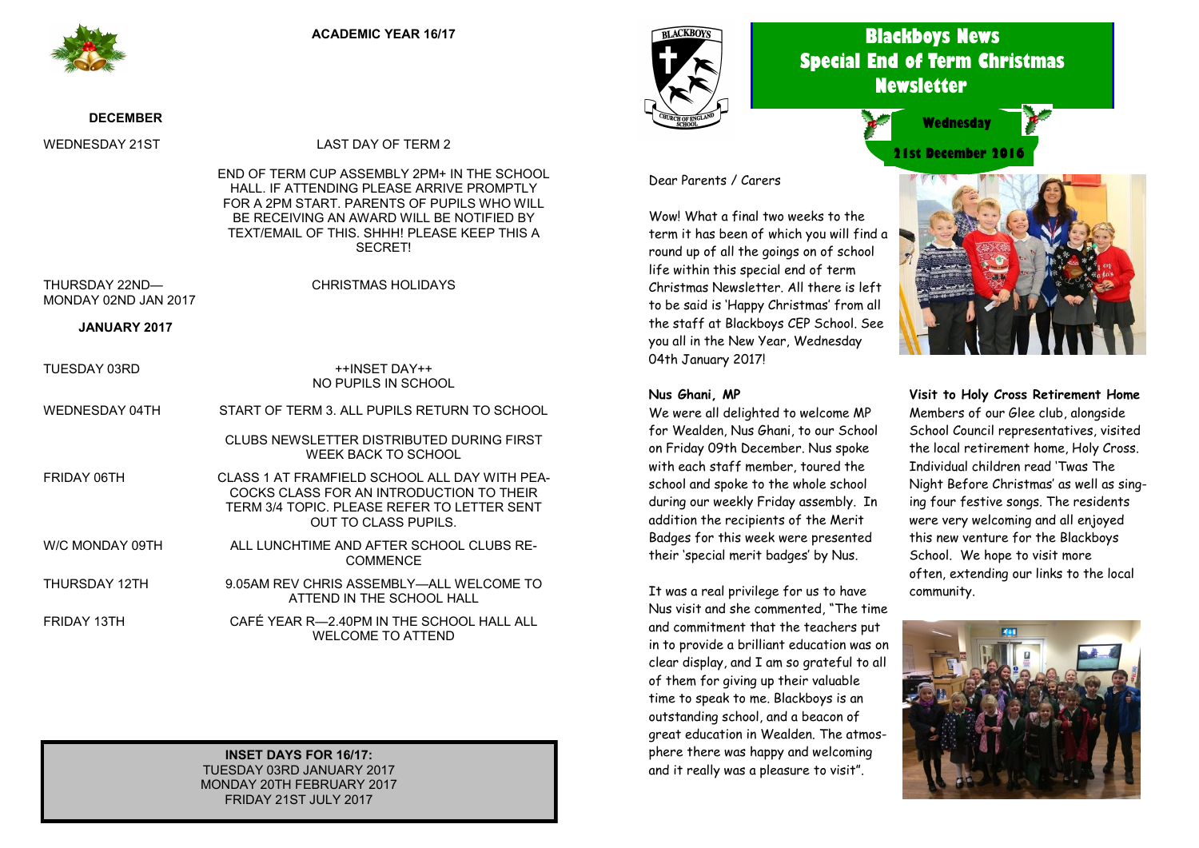## Blackboys News
## Special End of Term Christmas Newsletter

**Wednesday**

**21st December 2016**

Dear Parents / Carers

Wow! What a final two weeks to the term it has been of which you will find a round up of all the goings on of school life within this special end of term Christmas Newsletter. All there is left to be said is 'Happy Christmas' from all the staff at Blackboys CEP School. See you all in the New Year, Wednesday 04th January 2017!

### Nus Ghani, MP

We were all delighted to welcome MP for Wealden, Nus Ghani, to our School on Friday 09th December. Nus spoke with each staff member, toured the school and spoke to the whole school during our weekly Friday assembly. In addition the recipients of the Merit Badges for this week were presented their 'special merit badges' by Nus.

It was a real privilege for us to have Nus visit and she commented, "The time and commitment that the teachers put in to provide a brilliant education was on clear display, and I am so grateful to all of them for giving up their valuable time to speak to me. Blackboys is an outstanding school, and a beacon of great education in Wealden. The atmosphere there was happy and welcoming and it really was a pleasure to visit".

### Visit to Holy Cross Retirement Home

Members of our Glee club, alongside School Council representatives, visited the local retirement home, Holy Cross. Individual children read 'Twas The Night Before Christmas' as well as singing four festive songs. The residents were very welcoming and all enjoyed this new venture for the Blackboys School. We hope to visit more often, extending our links to the local community.

## ACADEMIC YEAR 16/17

**DECEMBER**

| | |
|---|---|
| WEDNESDAY 21ST | LAST DAY OF TERM 2 |
| | END OF TERM CUP ASSEMBLY 2PM+ IN THE SCHOOL HALL. IF ATTENDING PLEASE ARRIVE PROMPTLY FOR A 2PM START. PARENTS OF PUPILS WHO WILL BE RECEIVING AN AWARD WILL BE NOTIFIED BY TEXT/EMAIL OF THIS. SHHH! PLEASE KEEP THIS A SECRET! |
| THURSDAY 22ND— MONDAY 02ND JAN 2017 | CHRISTMAS HOLIDAYS |

**JANUARY 2017**

| | |
|---|---|
| TUESDAY 03RD | ++INSET DAY++ NO PUPILS IN SCHOOL |
| WEDNESDAY 04TH | START OF TERM 3. ALL PUPILS RETURN TO SCHOOL |
| | CLUBS NEWSLETTER DISTRIBUTED DURING FIRST WEEK BACK TO SCHOOL |
| FRIDAY 06TH | CLASS 1 AT FRAMFIELD SCHOOL ALL DAY WITH PEACOCKS CLASS FOR AN INTRODUCTION TO THEIR TERM 3/4 TOPIC. PLEASE REFER TO LETTER SENT OUT TO CLASS PUPILS. |
| W/C MONDAY 09TH | ALL LUNCHTIME AND AFTER SCHOOL CLUBS RECOMMENCE |
| THURSDAY 12TH | 9.05AM REV CHRIS ASSEMBLY—ALL WELCOME TO ATTEND IN THE SCHOOL HALL |
| FRIDAY 13TH | CAFÉ YEAR R—2.40PM IN THE SCHOOL HALL ALL WELCOME TO ATTEND |

**INSET DAYS FOR 16/17:**
TUESDAY 03RD JANUARY 2017
MONDAY 20TH FEBRUARY 2017
FRIDAY 21ST JULY 2017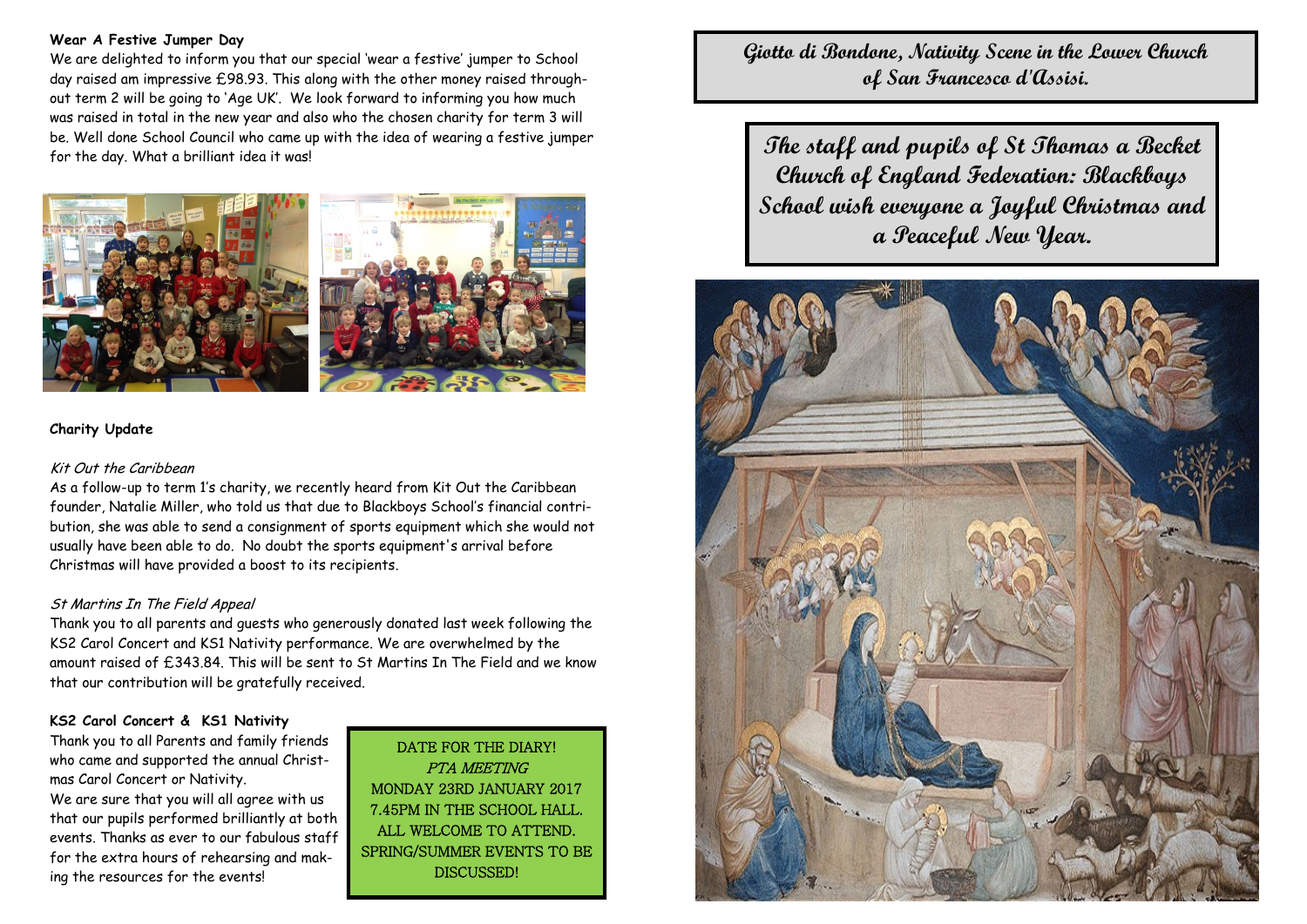**Wear A Festive Jumper Day**

We are delighted to inform you that our special 'wear a festive' jumper to School day raised am impressive £98.93. This along with the other money raised throughout term 2 will be going to 'Age UK'. We look forward to informing you how much was raised in total in the new year and also who the chosen charity for term 3 will be. Well done School Council who came up with the idea of wearing a festive jumper for the day. What a brilliant idea it was!

**Charity Update**

*Kit Out the Caribbean*

As a follow-up to term 1's charity, we recently heard from Kit Out the Caribbean founder, Natalie Miller, who told us that due to Blackboys School's financial contribution, she was able to send a consignment of sports equipment which she would not usually have been able to do. No doubt the sports equipment's arrival before Christmas will have provided a boost to its recipients.

*St Martins In The Field Appeal*

Thank you to all parents and guests who generously donated last week following the KS2 Carol Concert and KS1 Nativity performance. We are overwhelmed by the amount raised of £343.84. This will be sent to St Martins In The Field and we know that our contribution will be gratefully received.

**KS2 Carol Concert & KS1 Nativity**

Thank you to all Parents and family friends who came and supported the annual Christmas Carol Concert or Nativity.

We are sure that you will all agree with us that our pupils performed brilliantly at both events. Thanks as ever to our fabulous staff for the extra hours of rehearsing and making the resources for the events!

DATE FOR THE DIARY!
*PTA MEETING*
MONDAY 23RD JANUARY 2017
7.45PM IN THE SCHOOL HALL.
ALL WELCOME TO ATTEND.
SPRING/SUMMER EVENTS TO BE DISCUSSED!

**Giotto di Bondone, Nativity Scene in the Lower Church of San Francesco d'Assisi.**

**The staff and pupils of St Thomas a Becket Church of England Federation: Blackboys School wish everyone a Joyful Christmas and a Peaceful New Year.**